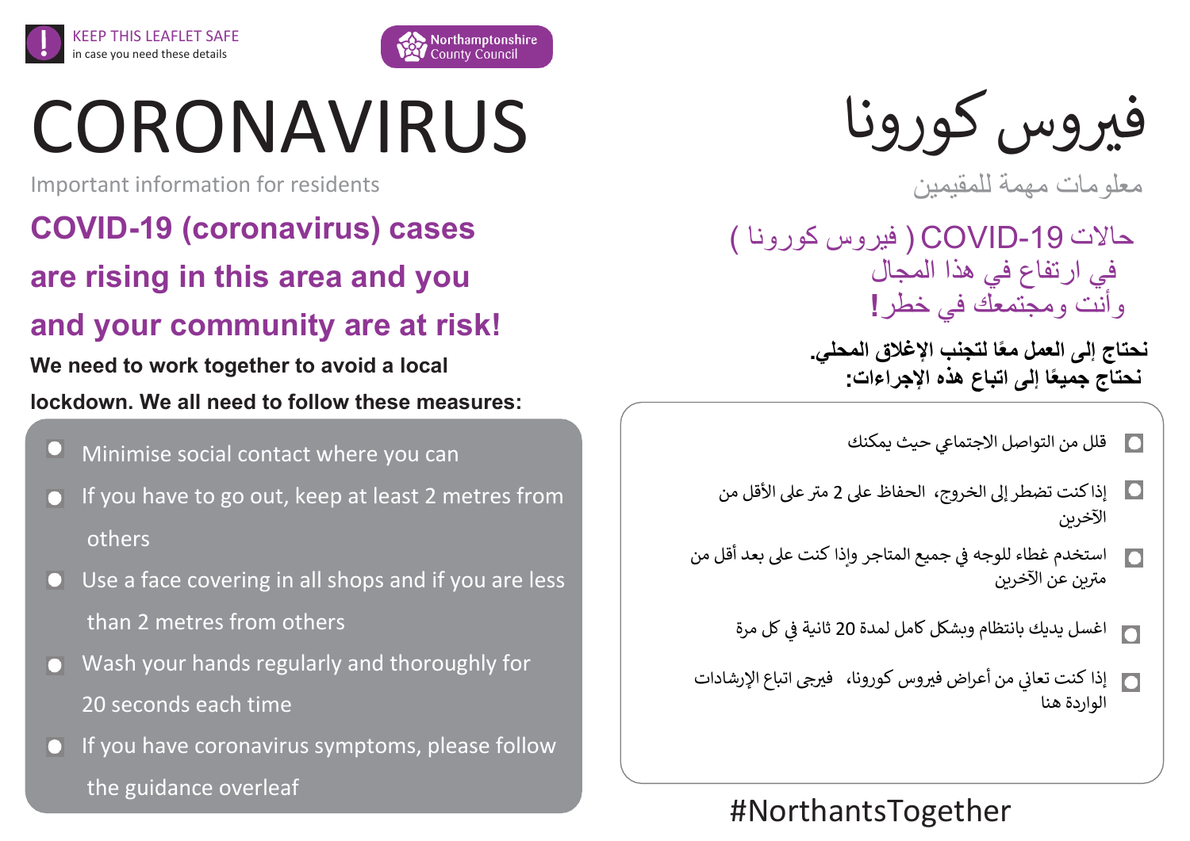KEEP THIS LEAFLET SAFE
in case you need these details

Northamptonshire County Council

# CORONAVIRUS

Important information for residents

## COVID-19 (coronavirus) cases are rising in this area and you and your community are at risk!

**We need to work together to avoid a local lockdown. We all need to follow these measures:**

- Minimise social contact where you can
- If you have to go out, keep at least 2 metres from others
- Use a face covering in all shops and if you are less than 2 metres from others
- Wash your hands regularly and thoroughly for 20 seconds each time
- If you have coronavirus symptoms, please follow the guidance overleaf

# فيروس كورونا

معلومات مهمة للمقيمين

## حالات COVID-19 ( فيروس كورونا ) في ارتفاع في هذا المجال وأنت ومجتمعك في خطر!

**نحتاج إلى العمل معًا لتجنب الإغلاق المحلي.**
**نحتاج جميعًا إلى اتباع هذه الإجراءات:**

- قلل من التواصل الاجتماعي حيث يمكنك
- إذا كنت تضطر إلى الخروج، الحفاظ على 2 متر على الأقل من الآخرين
- استخدم غطاء للوجه في جميع المتاجر وإذا كنت على بعد أقل من مترين عن الآخرين
- اغسل يديك بانتظام وبشكل كامل لمدة 20 ثانية في كل مرة
- إذا كنت تعاني من أعراض فيروس كورونا، فيرجى اتباع الإرشادات الواردة هنا

#NorthantsTogether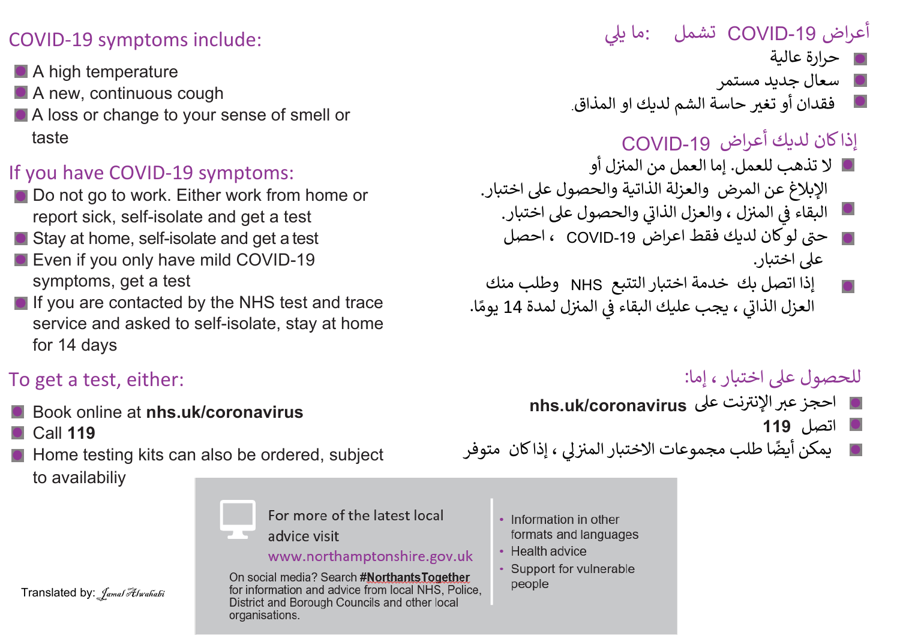## COVID-19 symptoms include:

- A high temperature
- A new, continuous cough
- A loss or change to your sense of smell or taste

## If you have COVID-19 symptoms:

- Do not go to work. Either work from home or report sick, self-isolate and get a test
- Stay at home, self-isolate and get a test
- Even if you only have mild COVID-19 symptoms, get a test
- If you are contacted by the NHS test and trace service and asked to self-isolate, stay at home for 14 days

## To get a test, either:

- Book online at **nhs.uk/coronavirus**
- Call **119**
- Home testing kits can also be ordered, subject to availabiliy

## أعراض COVID-19 تشمل :ما يلي

- حرارة عالية
- سعال جديد مستمر
- فقدان أو تغير حاسة الشم لديك او المذاق.

## إذا كان لديك أعراض COVID-19

- لا تذهب للعمل. إما العمل من المنزل أو الإبلاغ عن المرض والعزلة الذاتية والحصول على اختبار.
- البقاء في المنزل ، والعزل الذاتي والحصول على اختبار.
- حتى لو كان لديك فقط اعراض COVID-19 ، احصل على اختبار.
- إذا اتصل بك خدمة اختبار التتبع NHS وطلب منك العزل الذاتي ، يجب عليك البقاء في المنزل لمدة 14 يومًا.

## للحصول على اختبار ، إما:

- احجز عبر الإنترنت على **nhs.uk/coronavirus**
- اتصل **119**
- يمكن أيضًا طلب مجموعات الاختبار المنزلي ، إذا كان متوفر

For more of the latest local advice visit www.northamptonshire.gov.uk

On social media? Search **#NorthantsTogether** for information and advice from local NHS, Police, District and Borough Councils and other local organisations.

- Information in other formats and languages
- Health advice
- Support for vulnerable people

Translated by: Jamal Alwahabi